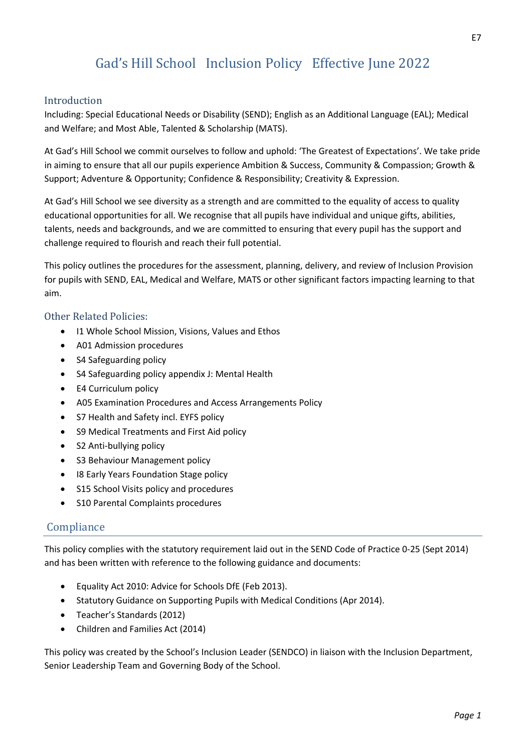# Gad's Hill School Inclusion Policy Effective June 2022

## Introduction

Including: Special Educational Needs or Disability (SEND); English as an Additional Language (EAL); Medical and Welfare; and Most Able, Talented & Scholarship (MATS).

At Gad's Hill School we commit ourselves to follow and uphold: 'The Greatest of Expectations'. We take pride in aiming to ensure that all our pupils experience Ambition & Success, Community & Compassion; Growth & Support; Adventure & Opportunity; Confidence & Responsibility; Creativity & Expression.

At Gad's Hill School we see diversity as a strength and are committed to the equality of access to quality educational opportunities for all. We recognise that all pupils have individual and unique gifts, abilities, talents, needs and backgrounds, and we are committed to ensuring that every pupil has the support and challenge required to flourish and reach their full potential.

This policy outlines the procedures for the assessment, planning, delivery, and review of Inclusion Provision for pupils with SEND, EAL, Medical and Welfare, MATS or other significant factors impacting learning to that aim.

## Other Related Policies:

- I1 Whole School Mission, Visions, Values and Ethos
- A01 Admission procedures
- S4 Safeguarding policy
- S4 Safeguarding policy appendix J: Mental Health
- E4 Curriculum policy
- A05 Examination Procedures and Access Arrangements Policy
- S7 Health and Safety incl. EYFS policy
- S9 Medical Treatments and First Aid policy
- S2 Anti-bullying policy
- S3 Behaviour Management policy
- I8 Early Years Foundation Stage policy
- S15 School Visits policy and procedures
- S10 Parental Complaints procedures

## Compliance

This policy complies with the statutory requirement laid out in the SEND Code of Practice 0-25 (Sept 2014) and has been written with reference to the following guidance and documents:

- Equality Act 2010: Advice for Schools DfE (Feb 2013).
- Statutory Guidance on Supporting Pupils with Medical Conditions (Apr 2014).
- Teacher's Standards (2012)
- Children and Families Act (2014)

This policy was created by the School's Inclusion Leader (SENDCO) in liaison with the Inclusion Department, Senior Leadership Team and Governing Body of the School.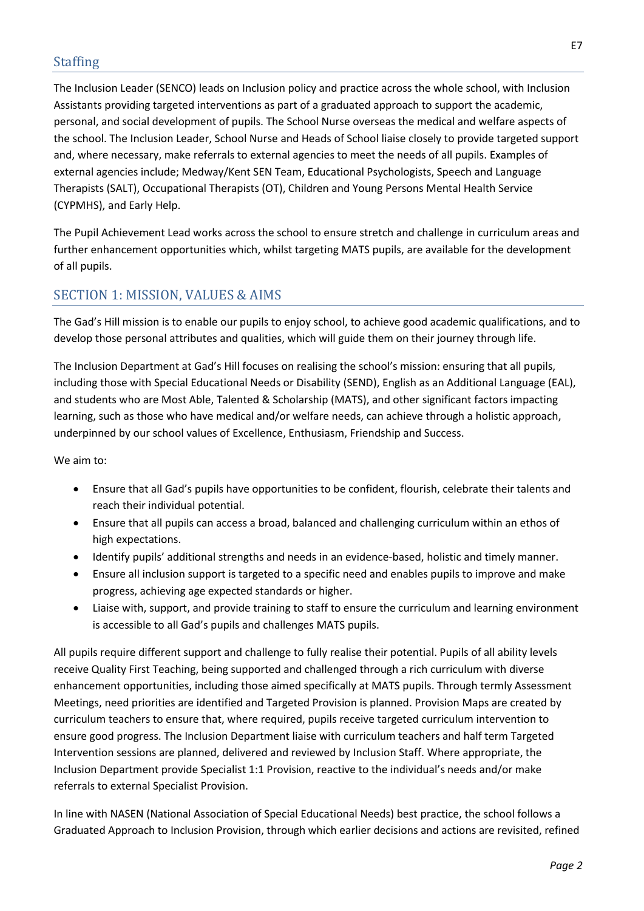## Staffing

The Inclusion Leader (SENCO) leads on Inclusion policy and practice across the whole school, with Inclusion Assistants providing targeted interventions as part of a graduated approach to support the academic, personal, and social development of pupils. The School Nurse overseas the medical and welfare aspects of the school. The Inclusion Leader, School Nurse and Heads of School liaise closely to provide targeted support and, where necessary, make referrals to external agencies to meet the needs of all pupils. Examples of external agencies include; Medway/Kent SEN Team, Educational Psychologists, Speech and Language Therapists (SALT), Occupational Therapists (OT), Children and Young Persons Mental Health Service (CYPMHS), and Early Help.

The Pupil Achievement Lead works across the school to ensure stretch and challenge in curriculum areas and further enhancement opportunities which, whilst targeting MATS pupils, are available for the development of all pupils.

## SECTION 1: MISSION, VALUES & AIMS

The Gad's Hill mission is to enable our pupils to enjoy school, to achieve good academic qualifications, and to develop those personal attributes and qualities, which will guide them on their journey through life.

The Inclusion Department at Gad's Hill focuses on realising the school's mission: ensuring that all pupils, including those with Special Educational Needs or Disability (SEND), English as an Additional Language (EAL), and students who are Most Able, Talented & Scholarship (MATS), and other significant factors impacting learning, such as those who have medical and/or welfare needs, can achieve through a holistic approach, underpinned by our school values of Excellence, Enthusiasm, Friendship and Success.

We aim to:

- Ensure that all Gad's pupils have opportunities to be confident, flourish, celebrate their talents and reach their individual potential.
- Ensure that all pupils can access a broad, balanced and challenging curriculum within an ethos of high expectations.
- Identify pupils' additional strengths and needs in an evidence-based, holistic and timely manner.
- Ensure all inclusion support is targeted to a specific need and enables pupils to improve and make progress, achieving age expected standards or higher.
- Liaise with, support, and provide training to staff to ensure the curriculum and learning environment is accessible to all Gad's pupils and challenges MATS pupils.

All pupils require different support and challenge to fully realise their potential. Pupils of all ability levels receive Quality First Teaching, being supported and challenged through a rich curriculum with diverse enhancement opportunities, including those aimed specifically at MATS pupils. Through termly Assessment Meetings, need priorities are identified and Targeted Provision is planned. Provision Maps are created by curriculum teachers to ensure that, where required, pupils receive targeted curriculum intervention to ensure good progress. The Inclusion Department liaise with curriculum teachers and half term Targeted Intervention sessions are planned, delivered and reviewed by Inclusion Staff. Where appropriate, the Inclusion Department provide Specialist 1:1 Provision, reactive to the individual's needs and/or make referrals to external Specialist Provision.

In line with NASEN (National Association of Special Educational Needs) best practice, the school follows a Graduated Approach to Inclusion Provision, through which earlier decisions and actions are revisited, refined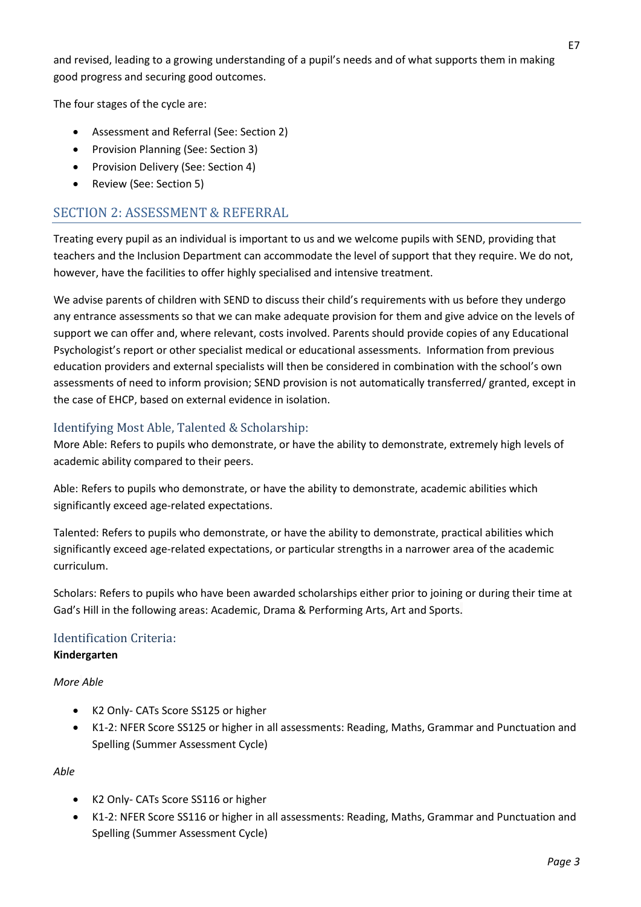and revised, leading to a growing understanding of a pupil's needs and of what supports them in making good progress and securing good outcomes.

The four stages of the cycle are:

- Assessment and Referral (See: Section 2)
- Provision Planning (See: Section 3)
- Provision Delivery (See: Section 4)
- Review (See: Section 5)

## SECTION 2: ASSESSMENT & REFERRAL

Treating every pupil as an individual is important to us and we welcome pupils with SEND, providing that teachers and the Inclusion Department can accommodate the level of support that they require. We do not, however, have the facilities to offer highly specialised and intensive treatment.

We advise parents of children with SEND to discuss their child's requirements with us before they undergo any entrance assessments so that we can make adequate provision for them and give advice on the levels of support we can offer and, where relevant, costs involved. Parents should provide copies of any Educational Psychologist's report or other specialist medical or educational assessments. Information from previous education providers and external specialists will then be considered in combination with the school's own assessments of need to inform provision; SEND provision is not automatically transferred/ granted, except in the case of EHCP, based on external evidence in isolation.

### Identifying Most Able, Talented & Scholarship:

More Able: Refers to pupils who demonstrate, or have the ability to demonstrate, extremely high levels of academic ability compared to their peers.

Able: Refers to pupils who demonstrate, or have the ability to demonstrate, academic abilities which significantly exceed age-related expectations.

Talented: Refers to pupils who demonstrate, or have the ability to demonstrate, practical abilities which significantly exceed age-related expectations, or particular strengths in a narrower area of the academic curriculum.

Scholars: Refers to pupils who have been awarded scholarships either prior to joining or during their time at Gad's Hill in the following areas: Academic, Drama & Performing Arts, Art and Sports.

### Identification Criteria:

**Kindergarten**

*More Able*

- K2 Only- CATs Score SS125 or higher
- K1-2: NFER Score SS125 or higher in all assessments: Reading, Maths, Grammar and Punctuation and Spelling (Summer Assessment Cycle)

*Able*

- K2 Only- CATs Score SS116 or higher
- K1-2: NFER Score SS116 or higher in all assessments: Reading, Maths, Grammar and Punctuation and Spelling (Summer Assessment Cycle)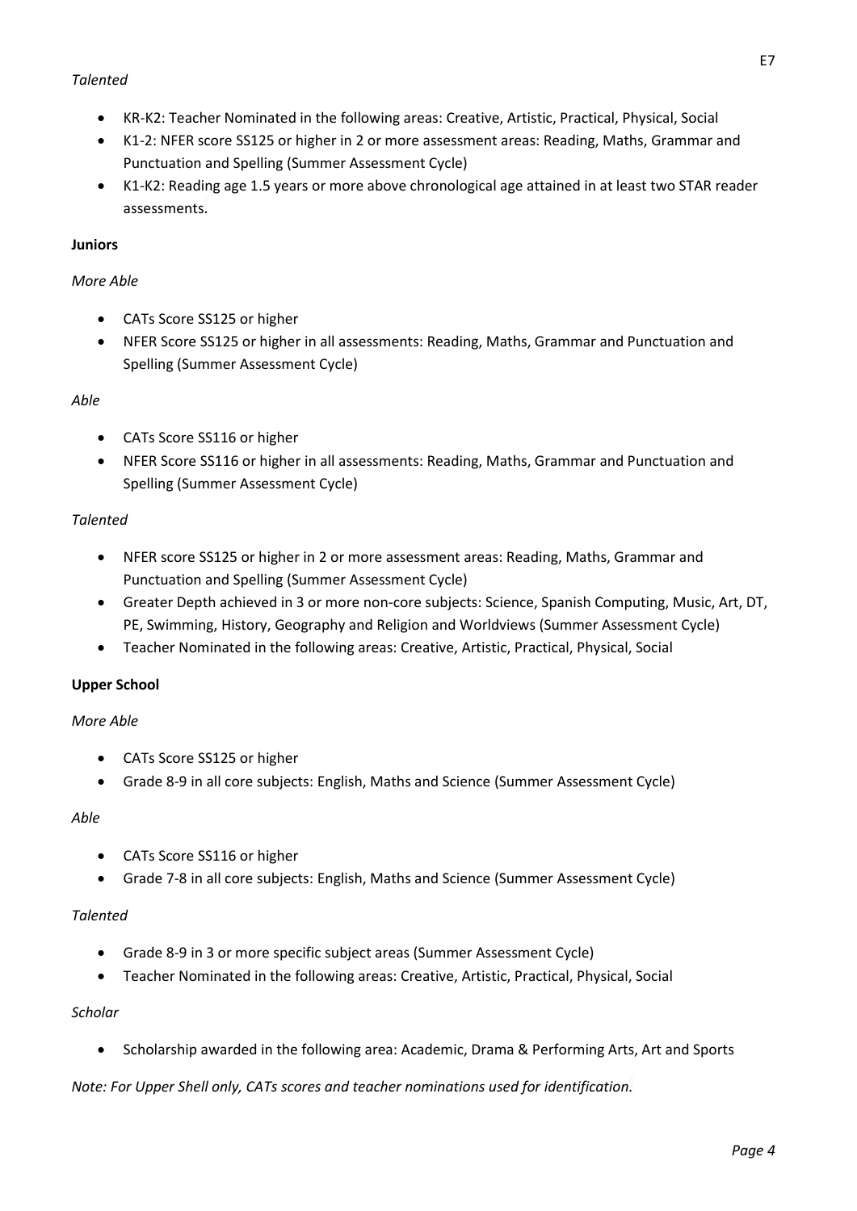*Talented*

- KR-K2: Teacher Nominated in the following areas: Creative, Artistic, Practical, Physical, Social
- K1-2: NFER score SS125 or higher in 2 or more assessment areas: Reading, Maths, Grammar and Punctuation and Spelling (Summer Assessment Cycle)
- K1-K2: Reading age 1.5 years or more above chronological age attained in at least two STAR reader assessments.

**Juniors**

*More Able*

- CATs Score SS125 or higher
- NFER Score SS125 or higher in all assessments: Reading, Maths, Grammar and Punctuation and Spelling (Summer Assessment Cycle)

*Able*

- CATs Score SS116 or higher
- NFER Score SS116 or higher in all assessments: Reading, Maths, Grammar and Punctuation and Spelling (Summer Assessment Cycle)

*Talented*

- NFER score SS125 or higher in 2 or more assessment areas: Reading, Maths, Grammar and Punctuation and Spelling (Summer Assessment Cycle)
- Greater Depth achieved in 3 or more non-core subjects: Science, Spanish Computing, Music, Art, DT, PE, Swimming, History, Geography and Religion and Worldviews (Summer Assessment Cycle)
- Teacher Nominated in the following areas: Creative, Artistic, Practical, Physical, Social

**Upper School**

*More Able*

- CATs Score SS125 or higher
- Grade 8-9 in all core subjects: English, Maths and Science (Summer Assessment Cycle)

*Able*

- CATs Score SS116 or higher
- Grade 7-8 in all core subjects: English, Maths and Science (Summer Assessment Cycle)

*Talented*

- Grade 8-9 in 3 or more specific subject areas (Summer Assessment Cycle)
- Teacher Nominated in the following areas: Creative, Artistic, Practical, Physical, Social

*Scholar*

- Scholarship awarded in the following area: Academic, Drama & Performing Arts, Art and Sports

*Note: For Upper Shell only, CATs scores and teacher nominations used for identification.*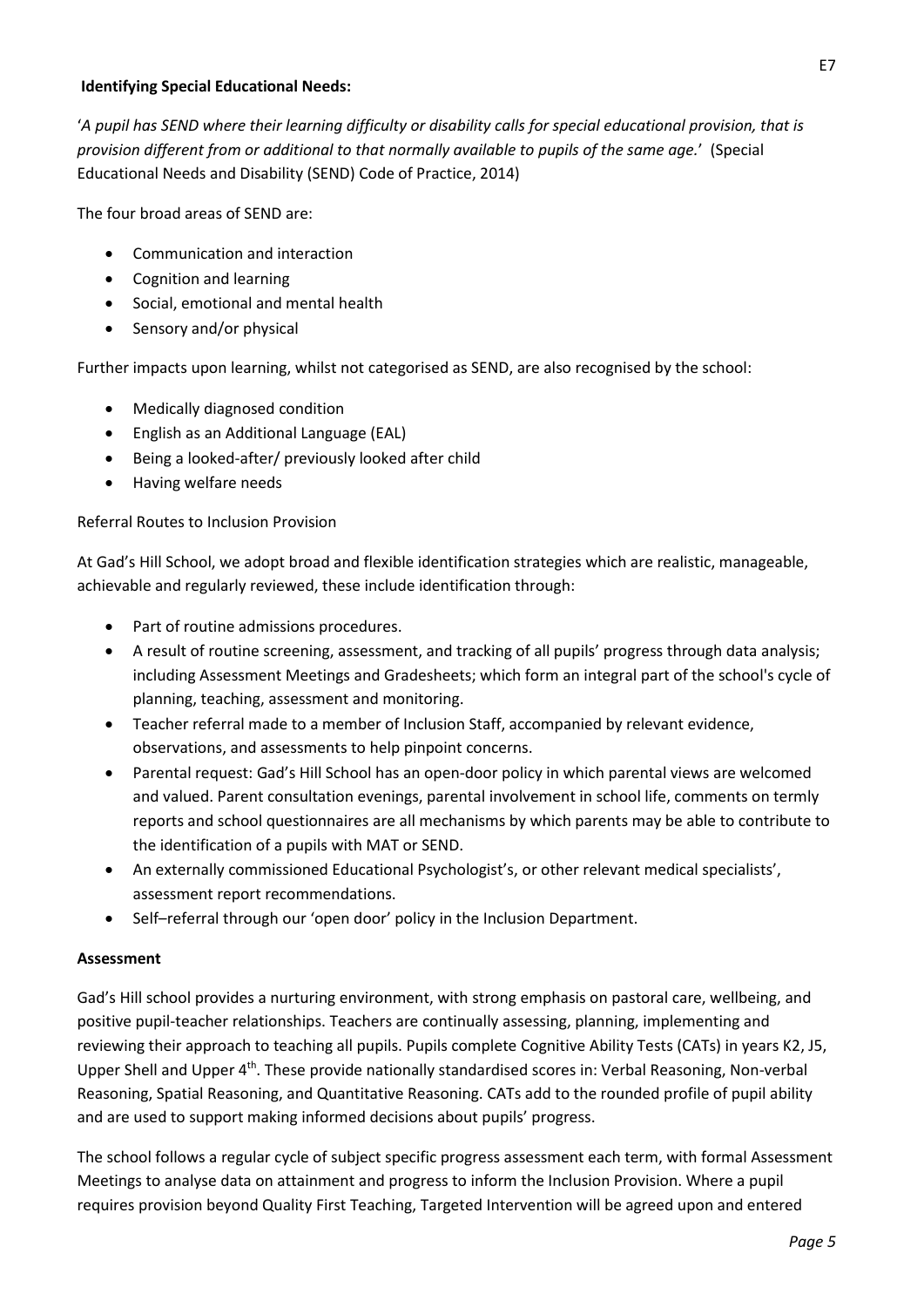**Identifying Special Educational Needs:**

'*A pupil has SEND where their learning difficulty or disability calls for special educational provision, that is provision different from or additional to that normally available to pupils of the same age.*' (Special Educational Needs and Disability (SEND) Code of Practice, 2014)

The four broad areas of SEND are:

- Communication and interaction
- Cognition and learning
- Social, emotional and mental health
- Sensory and/or physical

Further impacts upon learning, whilst not categorised as SEND, are also recognised by the school:

- Medically diagnosed condition
- English as an Additional Language (EAL)
- Being a looked-after/ previously looked after child
- Having welfare needs

Referral Routes to Inclusion Provision

At Gad's Hill School, we adopt broad and flexible identification strategies which are realistic, manageable, achievable and regularly reviewed, these include identification through:

- Part of routine admissions procedures.
- A result of routine screening, assessment, and tracking of all pupils' progress through data analysis; including Assessment Meetings and Gradesheets; which form an integral part of the school's cycle of planning, teaching, assessment and monitoring.
- Teacher referral made to a member of Inclusion Staff, accompanied by relevant evidence, observations, and assessments to help pinpoint concerns.
- Parental request: Gad's Hill School has an open-door policy in which parental views are welcomed and valued. Parent consultation evenings, parental involvement in school life, comments on termly reports and school questionnaires are all mechanisms by which parents may be able to contribute to the identification of a pupils with MAT or SEND.
- An externally commissioned Educational Psychologist's, or other relevant medical specialists', assessment report recommendations.
- Self–referral through our 'open door' policy in the Inclusion Department.

**Assessment**

Gad's Hill school provides a nurturing environment, with strong emphasis on pastoral care, wellbeing, and positive pupil-teacher relationships. Teachers are continually assessing, planning, implementing and reviewing their approach to teaching all pupils. Pupils complete Cognitive Ability Tests (CATs) in years K2, J5, Upper Shell and Upper 4th. These provide nationally standardised scores in: Verbal Reasoning, Non-verbal Reasoning, Spatial Reasoning, and Quantitative Reasoning. CATs add to the rounded profile of pupil ability and are used to support making informed decisions about pupils' progress.

The school follows a regular cycle of subject specific progress assessment each term, with formal Assessment Meetings to analyse data on attainment and progress to inform the Inclusion Provision. Where a pupil requires provision beyond Quality First Teaching, Targeted Intervention will be agreed upon and entered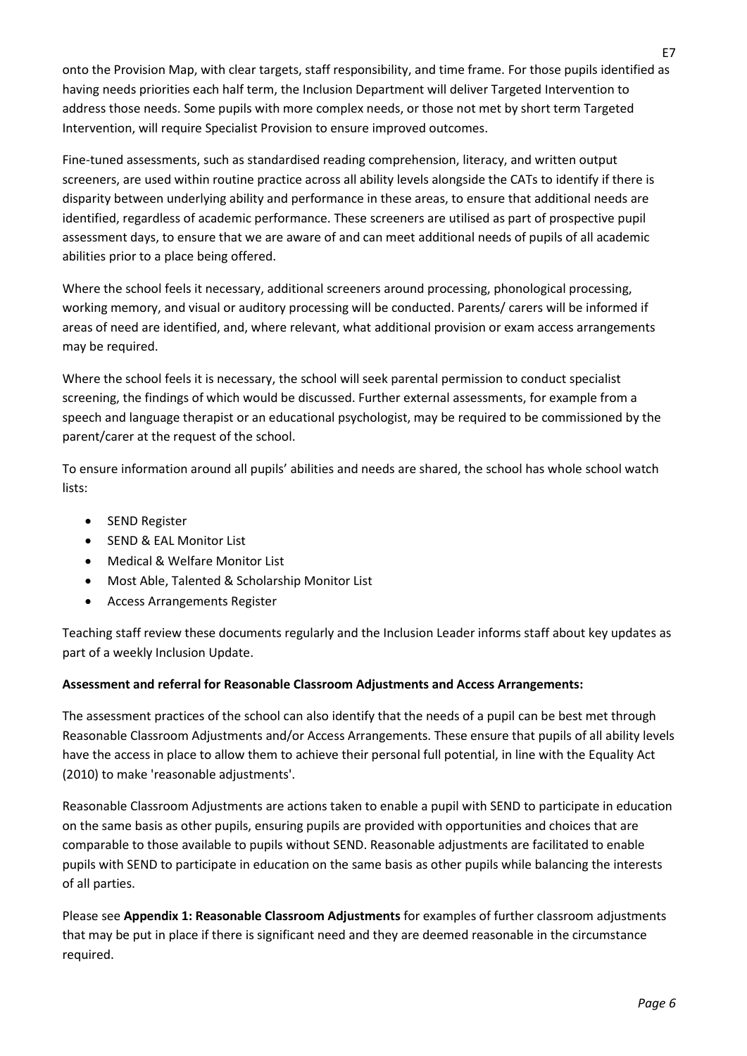onto the Provision Map, with clear targets, staff responsibility, and time frame. For those pupils identified as having needs priorities each half term, the Inclusion Department will deliver Targeted Intervention to address those needs. Some pupils with more complex needs, or those not met by short term Targeted Intervention, will require Specialist Provision to ensure improved outcomes.

Fine-tuned assessments, such as standardised reading comprehension, literacy, and written output screeners, are used within routine practice across all ability levels alongside the CATs to identify if there is disparity between underlying ability and performance in these areas, to ensure that additional needs are identified, regardless of academic performance. These screeners are utilised as part of prospective pupil assessment days, to ensure that we are aware of and can meet additional needs of pupils of all academic abilities prior to a place being offered.

Where the school feels it necessary, additional screeners around processing, phonological processing, working memory, and visual or auditory processing will be conducted. Parents/ carers will be informed if areas of need are identified, and, where relevant, what additional provision or exam access arrangements may be required.

Where the school feels it is necessary, the school will seek parental permission to conduct specialist screening, the findings of which would be discussed. Further external assessments, for example from a speech and language therapist or an educational psychologist, may be required to be commissioned by the parent/carer at the request of the school.

To ensure information around all pupils' abilities and needs are shared, the school has whole school watch lists:

- SEND Register
- SEND & EAL Monitor List
- Medical & Welfare Monitor List
- Most Able, Talented & Scholarship Monitor List
- Access Arrangements Register

Teaching staff review these documents regularly and the Inclusion Leader informs staff about key updates as part of a weekly Inclusion Update.

**Assessment and referral for Reasonable Classroom Adjustments and Access Arrangements:**

The assessment practices of the school can also identify that the needs of a pupil can be best met through Reasonable Classroom Adjustments and/or Access Arrangements. These ensure that pupils of all ability levels have the access in place to allow them to achieve their personal full potential, in line with the Equality Act (2010) to make 'reasonable adjustments'.

Reasonable Classroom Adjustments are actions taken to enable a pupil with SEND to participate in education on the same basis as other pupils, ensuring pupils are provided with opportunities and choices that are comparable to those available to pupils without SEND. Reasonable adjustments are facilitated to enable pupils with SEND to participate in education on the same basis as other pupils while balancing the interests of all parties.

Please see **Appendix 1: Reasonable Classroom Adjustments** for examples of further classroom adjustments that may be put in place if there is significant need and they are deemed reasonable in the circumstance required.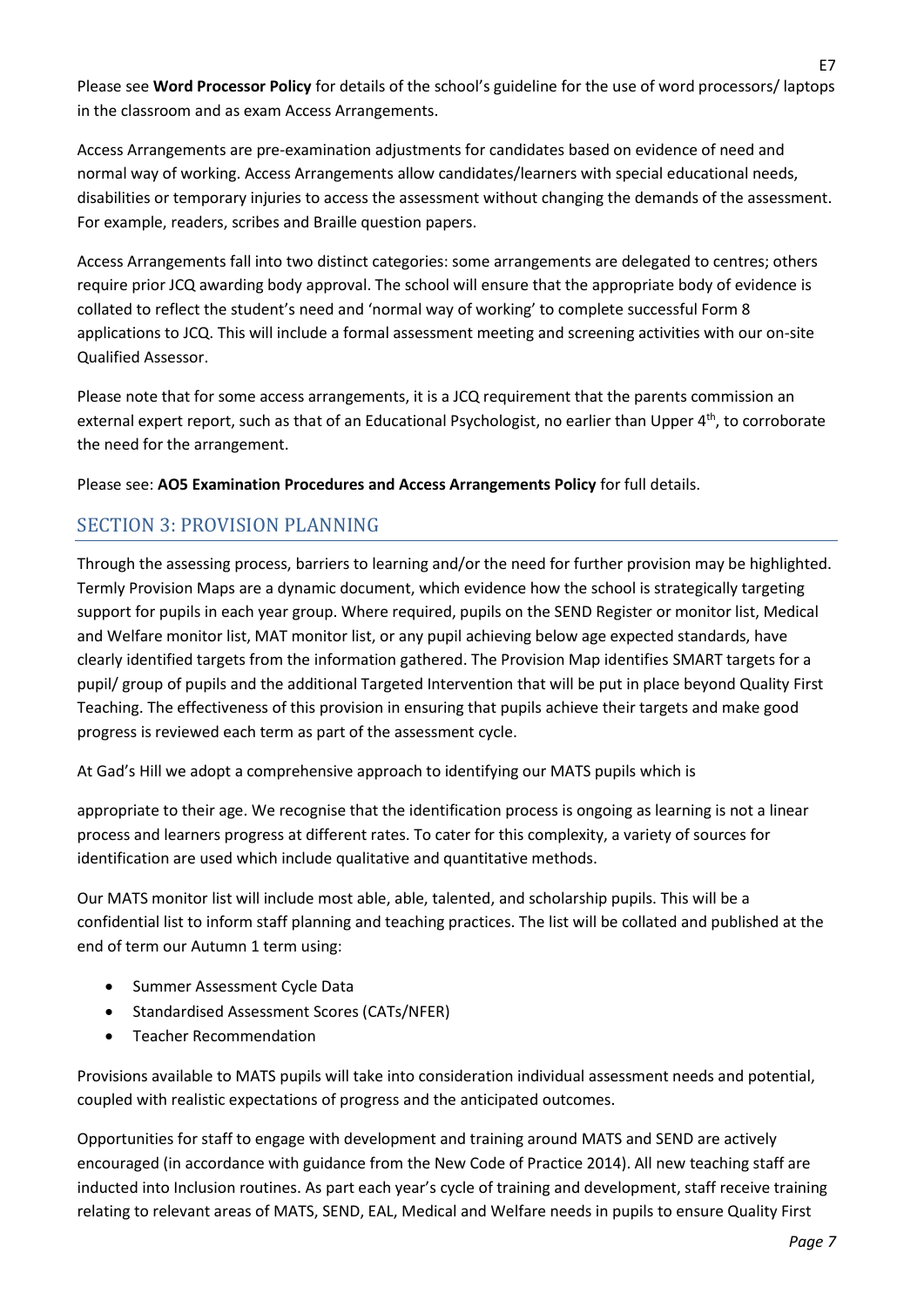Please see **Word Processor Policy** for details of the school's guideline for the use of word processors/ laptops in the classroom and as exam Access Arrangements.

Access Arrangements are pre-examination adjustments for candidates based on evidence of need and normal way of working. Access Arrangements allow candidates/learners with special educational needs, disabilities or temporary injuries to access the assessment without changing the demands of the assessment. For example, readers, scribes and Braille question papers.

Access Arrangements fall into two distinct categories: some arrangements are delegated to centres; others require prior JCQ awarding body approval. The school will ensure that the appropriate body of evidence is collated to reflect the student's need and 'normal way of working' to complete successful Form 8 applications to JCQ. This will include a formal assessment meeting and screening activities with our on-site Qualified Assessor.

Please note that for some access arrangements, it is a JCQ requirement that the parents commission an external expert report, such as that of an Educational Psychologist, no earlier than Upper 4th, to corroborate the need for the arrangement.

Please see: **AO5 Examination Procedures and Access Arrangements Policy** for full details.

## SECTION 3: PROVISION PLANNING

Through the assessing process, barriers to learning and/or the need for further provision may be highlighted. Termly Provision Maps are a dynamic document, which evidence how the school is strategically targeting support for pupils in each year group. Where required, pupils on the SEND Register or monitor list, Medical and Welfare monitor list, MAT monitor list, or any pupil achieving below age expected standards, have clearly identified targets from the information gathered. The Provision Map identifies SMART targets for a pupil/ group of pupils and the additional Targeted Intervention that will be put in place beyond Quality First Teaching. The effectiveness of this provision in ensuring that pupils achieve their targets and make good progress is reviewed each term as part of the assessment cycle.

At Gad's Hill we adopt a comprehensive approach to identifying our MATS pupils which is

appropriate to their age. We recognise that the identification process is ongoing as learning is not a linear process and learners progress at different rates. To cater for this complexity, a variety of sources for identification are used which include qualitative and quantitative methods.

Our MATS monitor list will include most able, able, talented, and scholarship pupils. This will be a confidential list to inform staff planning and teaching practices. The list will be collated and published at the end of term our Autumn 1 term using:

- Summer Assessment Cycle Data
- Standardised Assessment Scores (CATs/NFER)
- Teacher Recommendation

Provisions available to MATS pupils will take into consideration individual assessment needs and potential, coupled with realistic expectations of progress and the anticipated outcomes.

Opportunities for staff to engage with development and training around MATS and SEND are actively encouraged (in accordance with guidance from the New Code of Practice 2014). All new teaching staff are inducted into Inclusion routines. As part each year's cycle of training and development, staff receive training relating to relevant areas of MATS, SEND, EAL, Medical and Welfare needs in pupils to ensure Quality First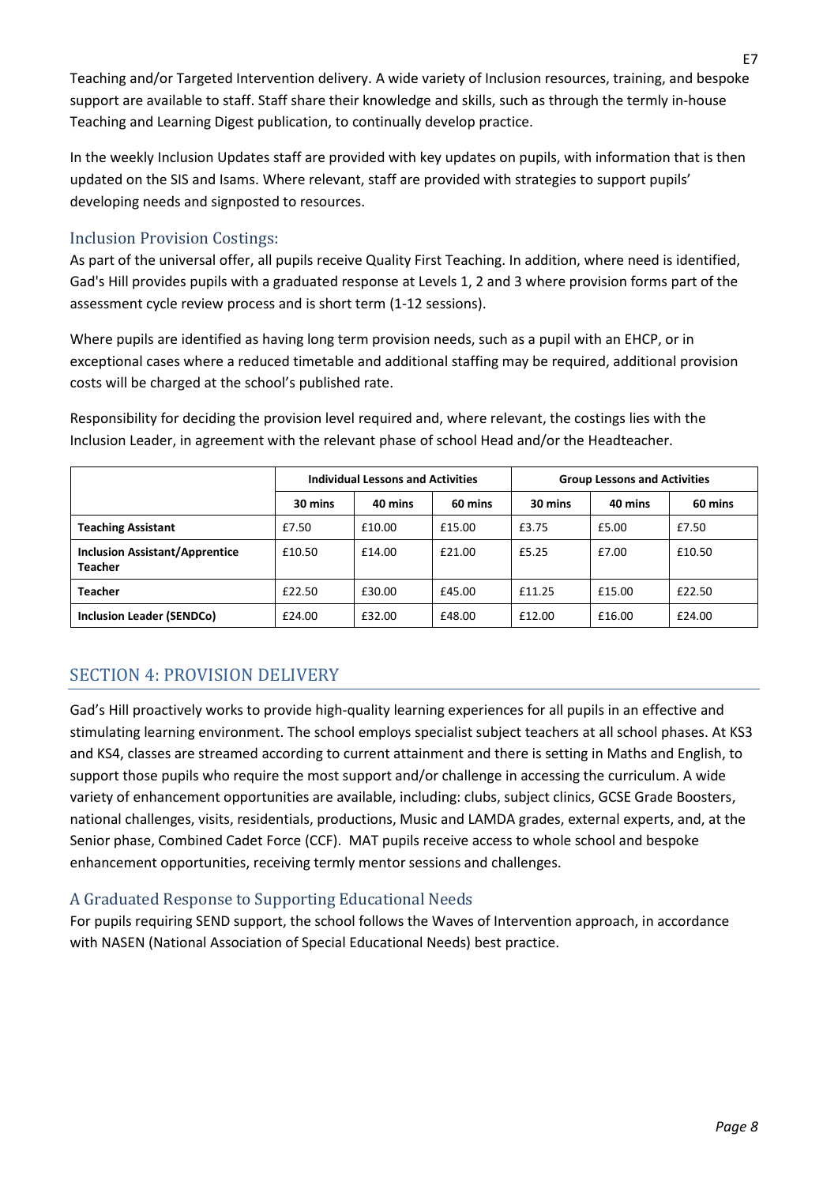Teaching and/or Targeted Intervention delivery. A wide variety of Inclusion resources, training, and bespoke support are available to staff. Staff share their knowledge and skills, such as through the termly in-house Teaching and Learning Digest publication, to continually develop practice.

In the weekly Inclusion Updates staff are provided with key updates on pupils, with information that is then updated on the SIS and Isams. Where relevant, staff are provided with strategies to support pupils' developing needs and signposted to resources.

### Inclusion Provision Costings:

As part of the universal offer, all pupils receive Quality First Teaching. In addition, where need is identified, Gad's Hill provides pupils with a graduated response at Levels 1, 2 and 3 where provision forms part of the assessment cycle review process and is short term (1-12 sessions).

Where pupils are identified as having long term provision needs, such as a pupil with an EHCP, or in exceptional cases where a reduced timetable and additional staffing may be required, additional provision costs will be charged at the school's published rate.

Responsibility for deciding the provision level required and, where relevant, the costings lies with the Inclusion Leader, in agreement with the relevant phase of school Head and/or the Headteacher.

| | **Individual Lessons and Activities** | | | **Group Lessons and Activities** | | |
|---|---|---|---|---|---|---|
| | **30 mins** | **40 mins** | **60 mins** | **30 mins** | **40 mins** | **60 mins** |
| **Teaching Assistant** | £7.50 | £10.00 | £15.00 | £3.75 | £5.00 | £7.50 |
| **Inclusion Assistant/Apprentice Teacher** | £10.50 | £14.00 | £21.00 | £5.25 | £7.00 | £10.50 |
| **Teacher** | £22.50 | £30.00 | £45.00 | £11.25 | £15.00 | £22.50 |
| **Inclusion Leader (SENDCo)** | £24.00 | £32.00 | £48.00 | £12.00 | £16.00 | £24.00 |

## SECTION 4: PROVISION DELIVERY

Gad's Hill proactively works to provide high-quality learning experiences for all pupils in an effective and stimulating learning environment. The school employs specialist subject teachers at all school phases. At KS3 and KS4, classes are streamed according to current attainment and there is setting in Maths and English, to support those pupils who require the most support and/or challenge in accessing the curriculum. A wide variety of enhancement opportunities are available, including: clubs, subject clinics, GCSE Grade Boosters, national challenges, visits, residentials, productions, Music and LAMDA grades, external experts, and, at the Senior phase, Combined Cadet Force (CCF). MAT pupils receive access to whole school and bespoke enhancement opportunities, receiving termly mentor sessions and challenges.

### A Graduated Response to Supporting Educational Needs

For pupils requiring SEND support, the school follows the Waves of Intervention approach, in accordance with NASEN (National Association of Special Educational Needs) best practice.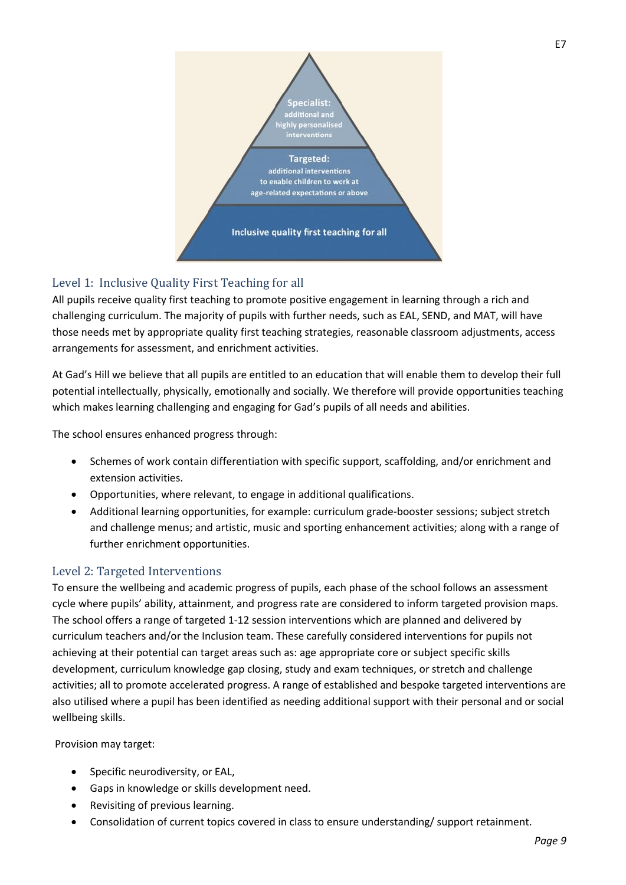Specialist: additional and highly personalised interventions

Targeted: additional interventions to enable children to work at age-related expectations or above

Inclusive quality first teaching for all

## Level 1: Inclusive Quality First Teaching for all

All pupils receive quality first teaching to promote positive engagement in learning through a rich and challenging curriculum. The majority of pupils with further needs, such as EAL, SEND, and MAT, will have those needs met by appropriate quality first teaching strategies, reasonable classroom adjustments, access arrangements for assessment, and enrichment activities.

At Gad's Hill we believe that all pupils are entitled to an education that will enable them to develop their full potential intellectually, physically, emotionally and socially. We therefore will provide opportunities teaching which makes learning challenging and engaging for Gad's pupils of all needs and abilities.

The school ensures enhanced progress through:

- Schemes of work contain differentiation with specific support, scaffolding, and/or enrichment and extension activities.
- Opportunities, where relevant, to engage in additional qualifications.
- Additional learning opportunities, for example: curriculum grade-booster sessions; subject stretch and challenge menus; and artistic, music and sporting enhancement activities; along with a range of further enrichment opportunities.

## Level 2: Targeted Interventions

To ensure the wellbeing and academic progress of pupils, each phase of the school follows an assessment cycle where pupils' ability, attainment, and progress rate are considered to inform targeted provision maps. The school offers a range of targeted 1-12 session interventions which are planned and delivered by curriculum teachers and/or the Inclusion team. These carefully considered interventions for pupils not achieving at their potential can target areas such as: age appropriate core or subject specific skills development, curriculum knowledge gap closing, study and exam techniques, or stretch and challenge activities; all to promote accelerated progress. A range of established and bespoke targeted interventions are also utilised where a pupil has been identified as needing additional support with their personal and or social wellbeing skills.

Provision may target:

- Specific neurodiversity, or EAL,
- Gaps in knowledge or skills development need.
- Revisiting of previous learning.
- Consolidation of current topics covered in class to ensure understanding/ support retainment.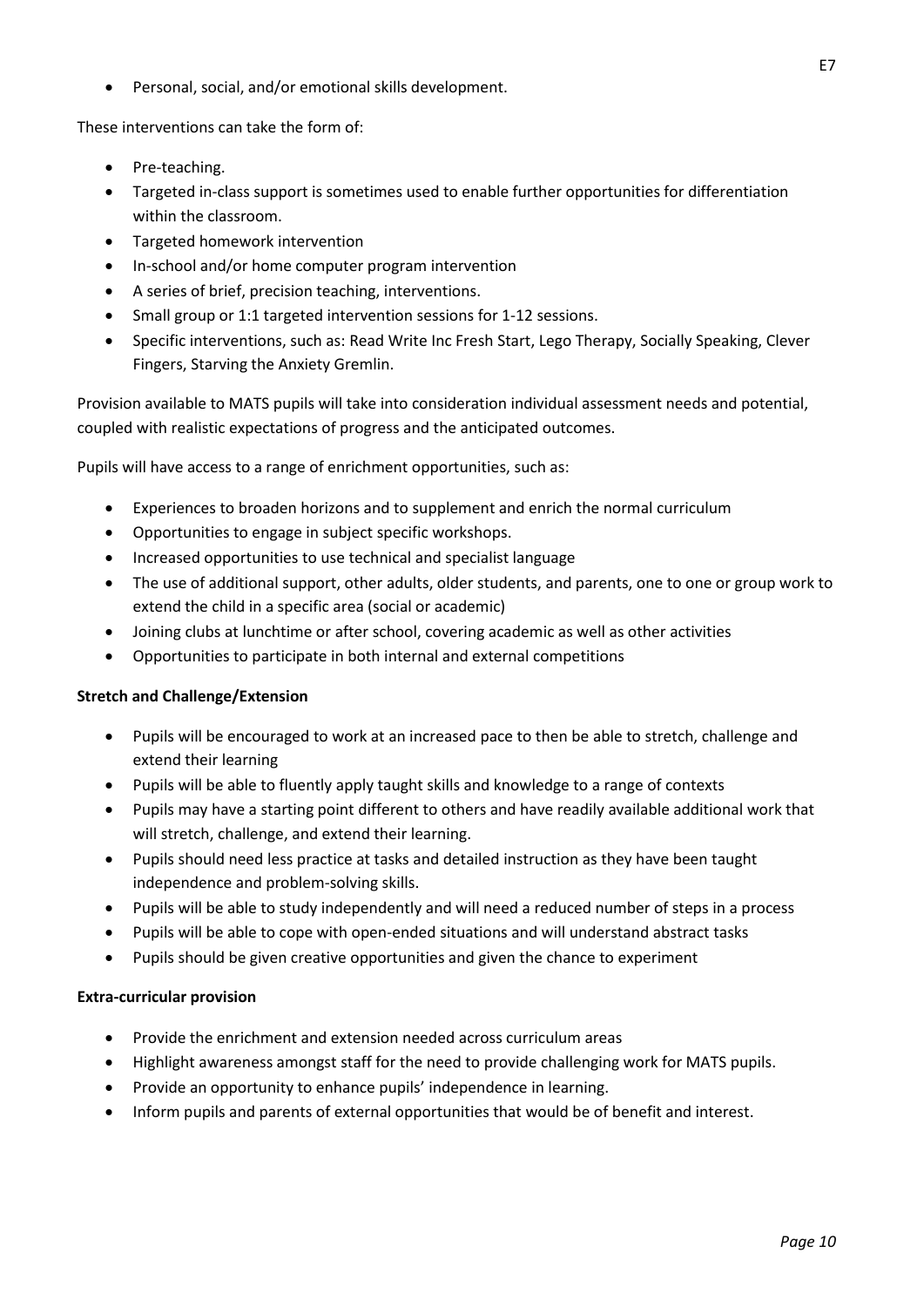- Personal, social, and/or emotional skills development.

These interventions can take the form of:

- Pre-teaching.
- Targeted in-class support is sometimes used to enable further opportunities for differentiation within the classroom.
- Targeted homework intervention
- In-school and/or home computer program intervention
- A series of brief, precision teaching, interventions.
- Small group or 1:1 targeted intervention sessions for 1-12 sessions.
- Specific interventions, such as: Read Write Inc Fresh Start, Lego Therapy, Socially Speaking, Clever Fingers, Starving the Anxiety Gremlin.

Provision available to MATS pupils will take into consideration individual assessment needs and potential, coupled with realistic expectations of progress and the anticipated outcomes.

Pupils will have access to a range of enrichment opportunities, such as:

- Experiences to broaden horizons and to supplement and enrich the normal curriculum
- Opportunities to engage in subject specific workshops.
- Increased opportunities to use technical and specialist language
- The use of additional support, other adults, older students, and parents, one to one or group work to extend the child in a specific area (social or academic)
- Joining clubs at lunchtime or after school, covering academic as well as other activities
- Opportunities to participate in both internal and external competitions

**Stretch and Challenge/Extension**

- Pupils will be encouraged to work at an increased pace to then be able to stretch, challenge and extend their learning
- Pupils will be able to fluently apply taught skills and knowledge to a range of contexts
- Pupils may have a starting point different to others and have readily available additional work that will stretch, challenge, and extend their learning.
- Pupils should need less practice at tasks and detailed instruction as they have been taught independence and problem-solving skills.
- Pupils will be able to study independently and will need a reduced number of steps in a process
- Pupils will be able to cope with open-ended situations and will understand abstract tasks
- Pupils should be given creative opportunities and given the chance to experiment

**Extra-curricular provision**

- Provide the enrichment and extension needed across curriculum areas
- Highlight awareness amongst staff for the need to provide challenging work for MATS pupils.
- Provide an opportunity to enhance pupils' independence in learning.
- Inform pupils and parents of external opportunities that would be of benefit and interest.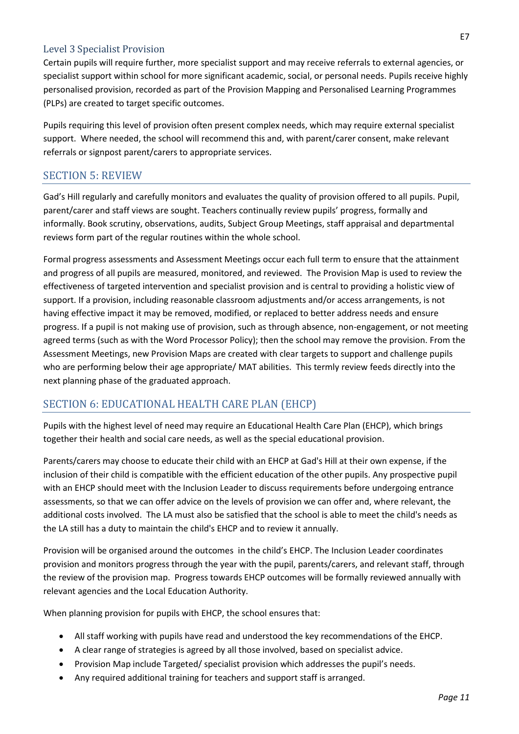### Level 3 Specialist Provision

Certain pupils will require further, more specialist support and may receive referrals to external agencies, or specialist support within school for more significant academic, social, or personal needs. Pupils receive highly personalised provision, recorded as part of the Provision Mapping and Personalised Learning Programmes (PLPs) are created to target specific outcomes.

Pupils requiring this level of provision often present complex needs, which may require external specialist support. Where needed, the school will recommend this and, with parent/carer consent, make relevant referrals or signpost parent/carers to appropriate services.

## SECTION 5: REVIEW

Gad's Hill regularly and carefully monitors and evaluates the quality of provision offered to all pupils. Pupil, parent/carer and staff views are sought. Teachers continually review pupils' progress, formally and informally. Book scrutiny, observations, audits, Subject Group Meetings, staff appraisal and departmental reviews form part of the regular routines within the whole school.

Formal progress assessments and Assessment Meetings occur each full term to ensure that the attainment and progress of all pupils are measured, monitored, and reviewed. The Provision Map is used to review the effectiveness of targeted intervention and specialist provision and is central to providing a holistic view of support. If a provision, including reasonable classroom adjustments and/or access arrangements, is not having effective impact it may be removed, modified, or replaced to better address needs and ensure progress. If a pupil is not making use of provision, such as through absence, non-engagement, or not meeting agreed terms (such as with the Word Processor Policy); then the school may remove the provision. From the Assessment Meetings, new Provision Maps are created with clear targets to support and challenge pupils who are performing below their age appropriate/ MAT abilities. This termly review feeds directly into the next planning phase of the graduated approach.

## SECTION 6: EDUCATIONAL HEALTH CARE PLAN (EHCP)

Pupils with the highest level of need may require an Educational Health Care Plan (EHCP), which brings together their health and social care needs, as well as the special educational provision.

Parents/carers may choose to educate their child with an EHCP at Gad's Hill at their own expense, if the inclusion of their child is compatible with the efficient education of the other pupils. Any prospective pupil with an EHCP should meet with the Inclusion Leader to discuss requirements before undergoing entrance assessments, so that we can offer advice on the levels of provision we can offer and, where relevant, the additional costs involved. The LA must also be satisfied that the school is able to meet the child's needs as the LA still has a duty to maintain the child's EHCP and to review it annually.

Provision will be organised around the outcomes in the child's EHCP. The Inclusion Leader coordinates provision and monitors progress through the year with the pupil, parents/carers, and relevant staff, through the review of the provision map. Progress towards EHCP outcomes will be formally reviewed annually with relevant agencies and the Local Education Authority.

When planning provision for pupils with EHCP, the school ensures that:

- All staff working with pupils have read and understood the key recommendations of the EHCP.
- A clear range of strategies is agreed by all those involved, based on specialist advice.
- Provision Map include Targeted/ specialist provision which addresses the pupil's needs.
- Any required additional training for teachers and support staff is arranged.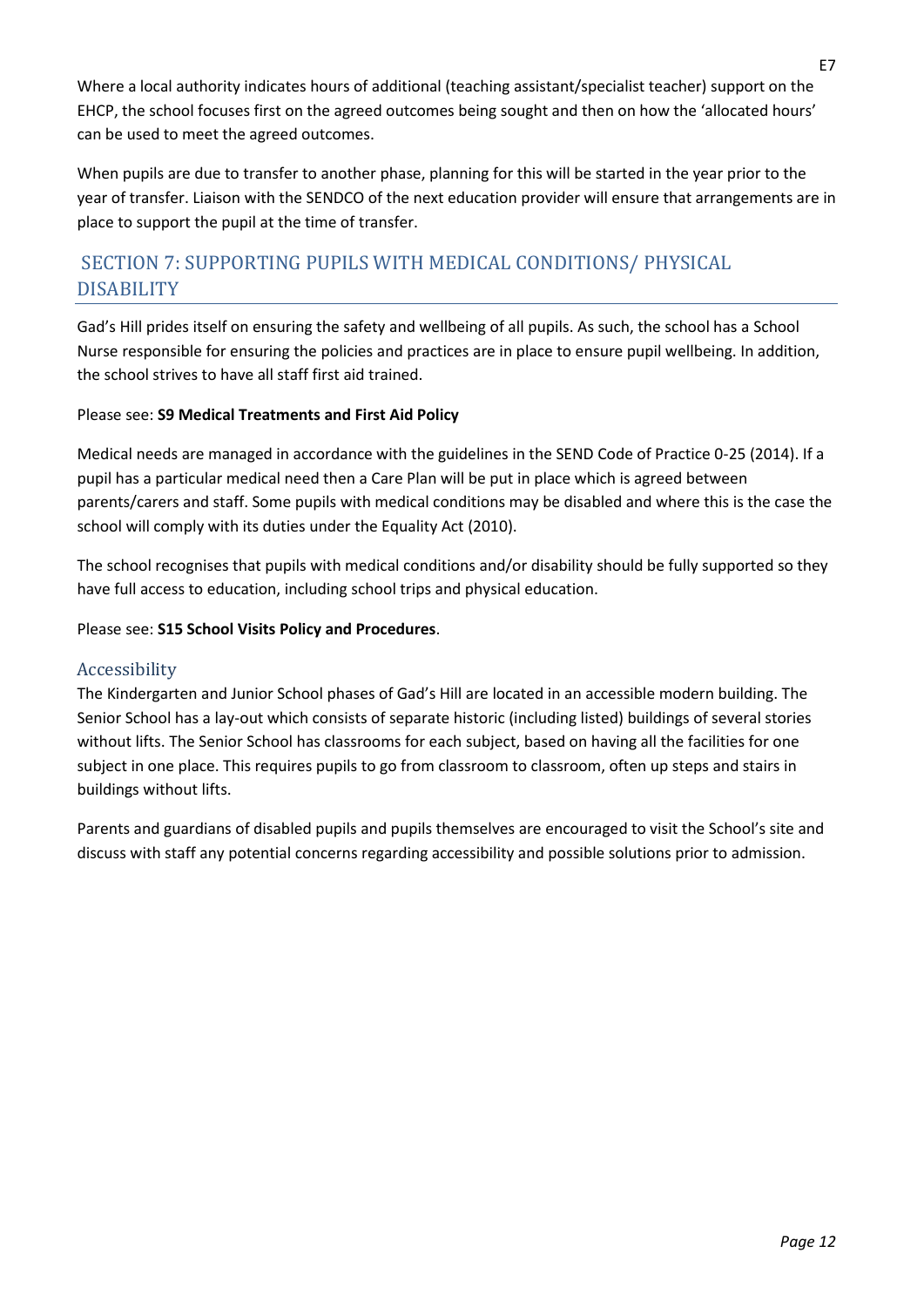Where a local authority indicates hours of additional (teaching assistant/specialist teacher) support on the EHCP, the school focuses first on the agreed outcomes being sought and then on how the 'allocated hours' can be used to meet the agreed outcomes.

When pupils are due to transfer to another phase, planning for this will be started in the year prior to the year of transfer. Liaison with the SENDCO of the next education provider will ensure that arrangements are in place to support the pupil at the time of transfer.

## SECTION 7: SUPPORTING PUPILS WITH MEDICAL CONDITIONS/ PHYSICAL DISABILITY

Gad's Hill prides itself on ensuring the safety and wellbeing of all pupils. As such, the school has a School Nurse responsible for ensuring the policies and practices are in place to ensure pupil wellbeing. In addition, the school strives to have all staff first aid trained.

Please see: **S9 Medical Treatments and First Aid Policy**

Medical needs are managed in accordance with the guidelines in the SEND Code of Practice 0-25 (2014). If a pupil has a particular medical need then a Care Plan will be put in place which is agreed between parents/carers and staff. Some pupils with medical conditions may be disabled and where this is the case the school will comply with its duties under the Equality Act (2010).

The school recognises that pupils with medical conditions and/or disability should be fully supported so they have full access to education, including school trips and physical education.

Please see: **S15 School Visits Policy and Procedures**.

### Accessibility

The Kindergarten and Junior School phases of Gad's Hill are located in an accessible modern building. The Senior School has a lay-out which consists of separate historic (including listed) buildings of several stories without lifts. The Senior School has classrooms for each subject, based on having all the facilities for one subject in one place. This requires pupils to go from classroom to classroom, often up steps and stairs in buildings without lifts.

Parents and guardians of disabled pupils and pupils themselves are encouraged to visit the School's site and discuss with staff any potential concerns regarding accessibility and possible solutions prior to admission.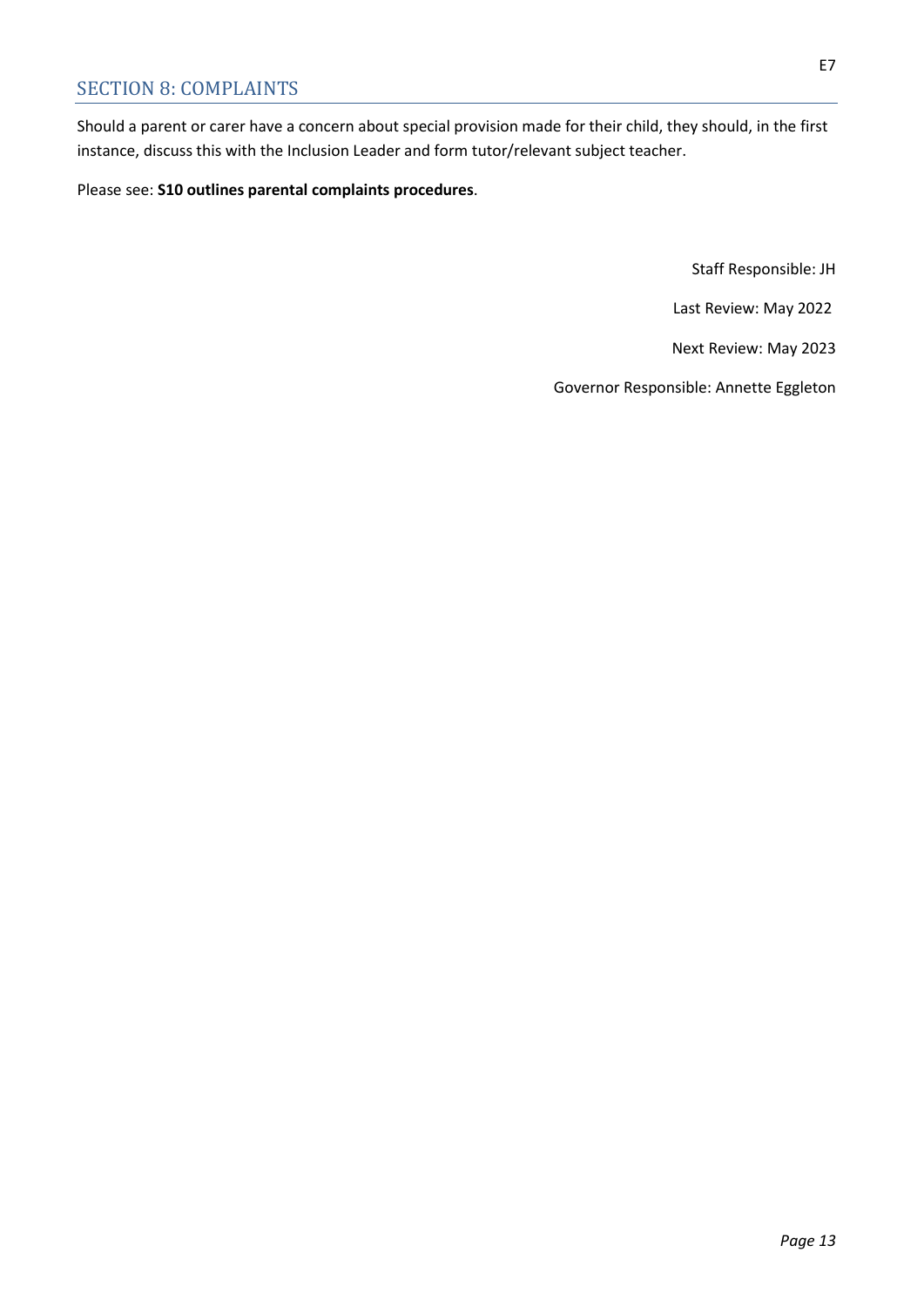## SECTION 8: COMPLAINTS

Should a parent or carer have a concern about special provision made for their child, they should, in the first instance, discuss this with the Inclusion Leader and form tutor/relevant subject teacher.

Please see: **S10 outlines parental complaints procedures**.

Staff Responsible: JH

Last Review: May 2022

Next Review: May 2023

Governor Responsible: Annette Eggleton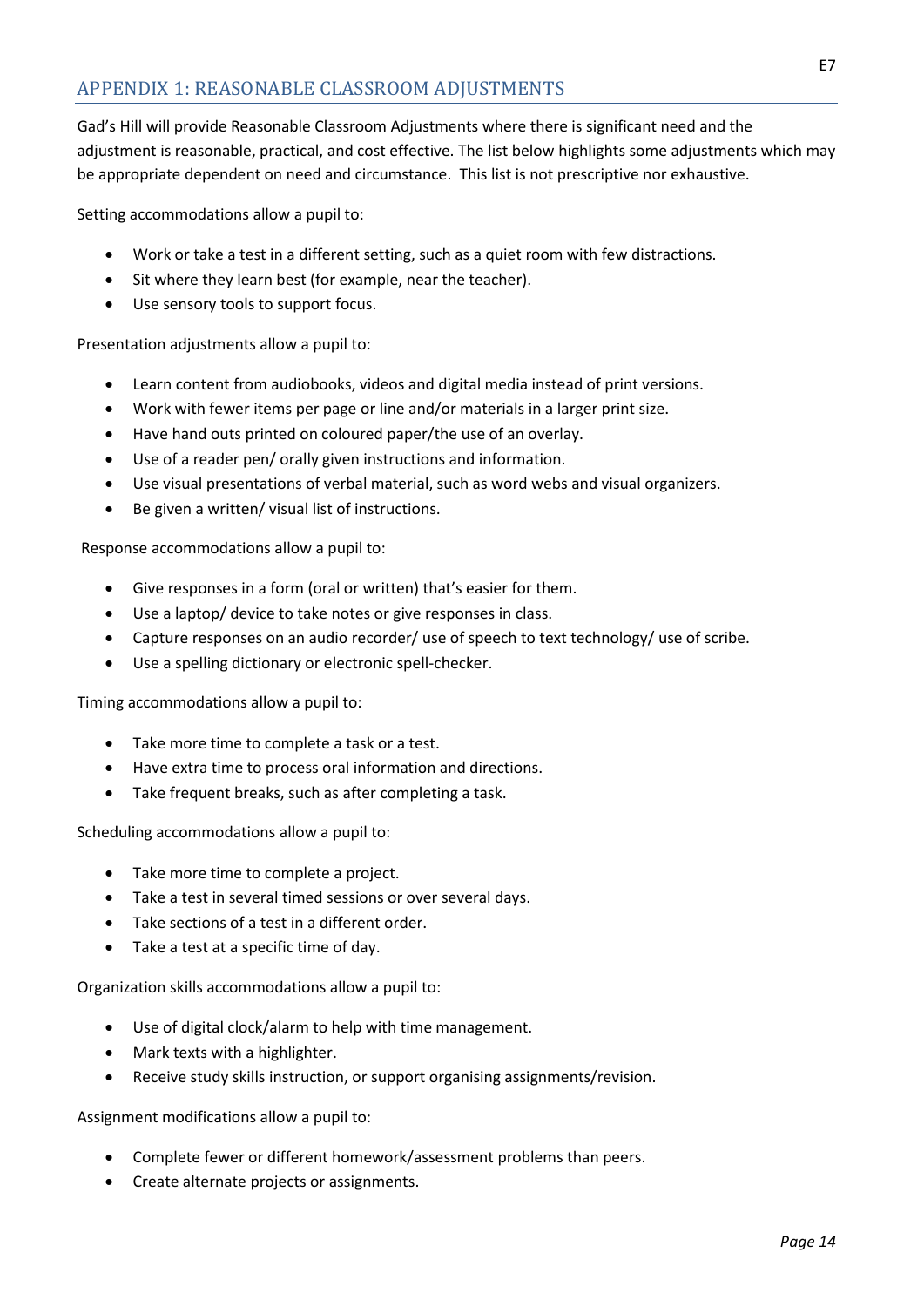## APPENDIX 1: REASONABLE CLASSROOM ADJUSTMENTS

Gad's Hill will provide Reasonable Classroom Adjustments where there is significant need and the adjustment is reasonable, practical, and cost effective. The list below highlights some adjustments which may be appropriate dependent on need and circumstance. This list is not prescriptive nor exhaustive.

Setting accommodations allow a pupil to:

- Work or take a test in a different setting, such as a quiet room with few distractions.
- Sit where they learn best (for example, near the teacher).
- Use sensory tools to support focus.

Presentation adjustments allow a pupil to:

- Learn content from audiobooks, videos and digital media instead of print versions.
- Work with fewer items per page or line and/or materials in a larger print size.
- Have hand outs printed on coloured paper/the use of an overlay.
- Use of a reader pen/ orally given instructions and information.
- Use visual presentations of verbal material, such as word webs and visual organizers.
- Be given a written/ visual list of instructions.

Response accommodations allow a pupil to:

- Give responses in a form (oral or written) that's easier for them.
- Use a laptop/ device to take notes or give responses in class.
- Capture responses on an audio recorder/ use of speech to text technology/ use of scribe.
- Use a spelling dictionary or electronic spell-checker.

Timing accommodations allow a pupil to:

- Take more time to complete a task or a test.
- Have extra time to process oral information and directions.
- Take frequent breaks, such as after completing a task.

Scheduling accommodations allow a pupil to:

- Take more time to complete a project.
- Take a test in several timed sessions or over several days.
- Take sections of a test in a different order.
- Take a test at a specific time of day.

Organization skills accommodations allow a pupil to:

- Use of digital clock/alarm to help with time management.
- Mark texts with a highlighter.
- Receive study skills instruction, or support organising assignments/revision.

Assignment modifications allow a pupil to:

- Complete fewer or different homework/assessment problems than peers.
- Create alternate projects or assignments.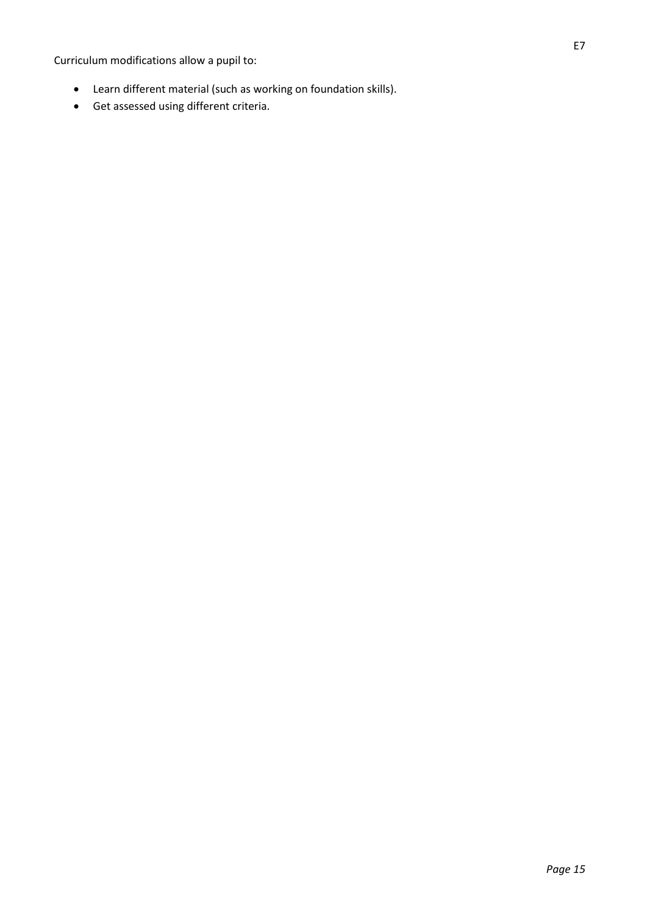Curriculum modifications allow a pupil to:

- Learn different material (such as working on foundation skills).
- Get assessed using different criteria.